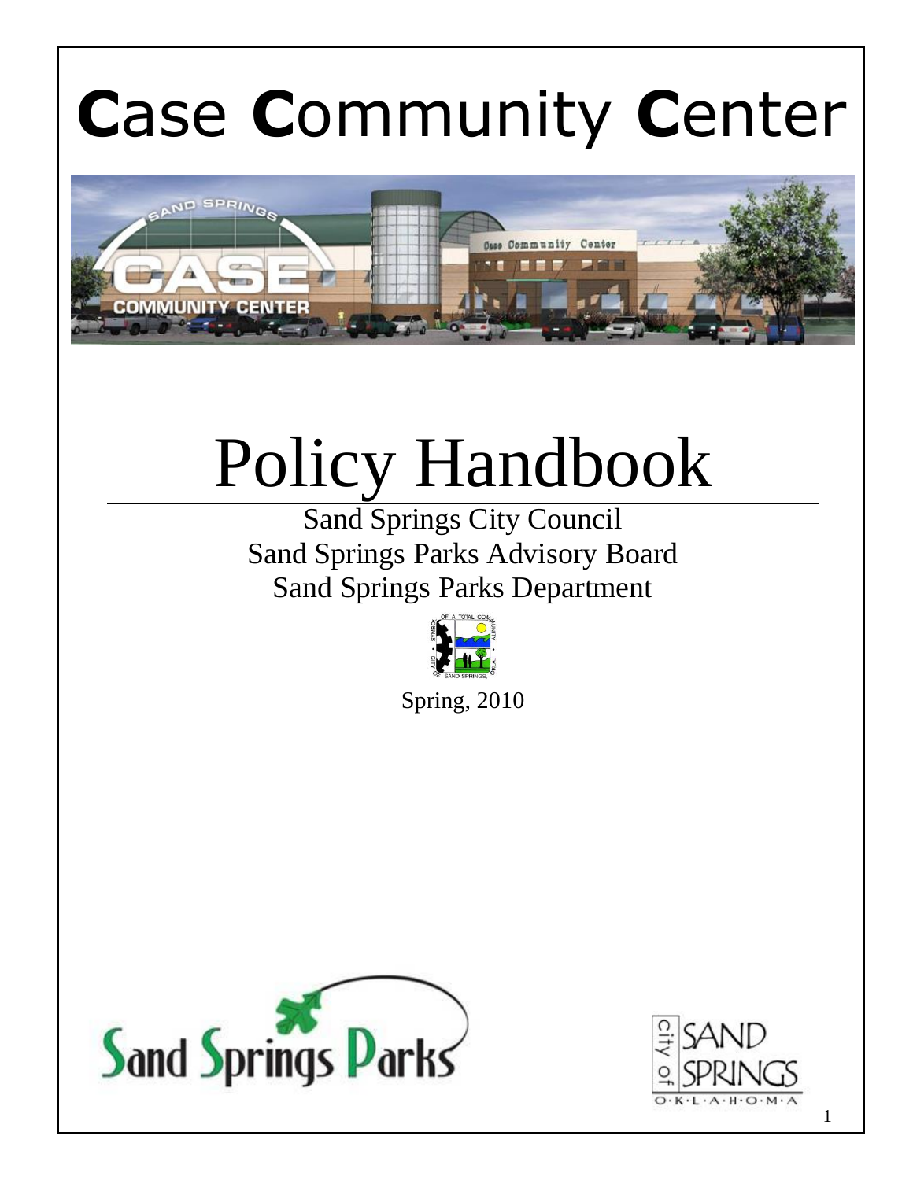# **C**ase **C**ommunity **C**enter

# Policy Handbook

Sand Springs City Council
Sand Springs Parks Advisory Board
Sand Springs Parks Department

Spring, 2010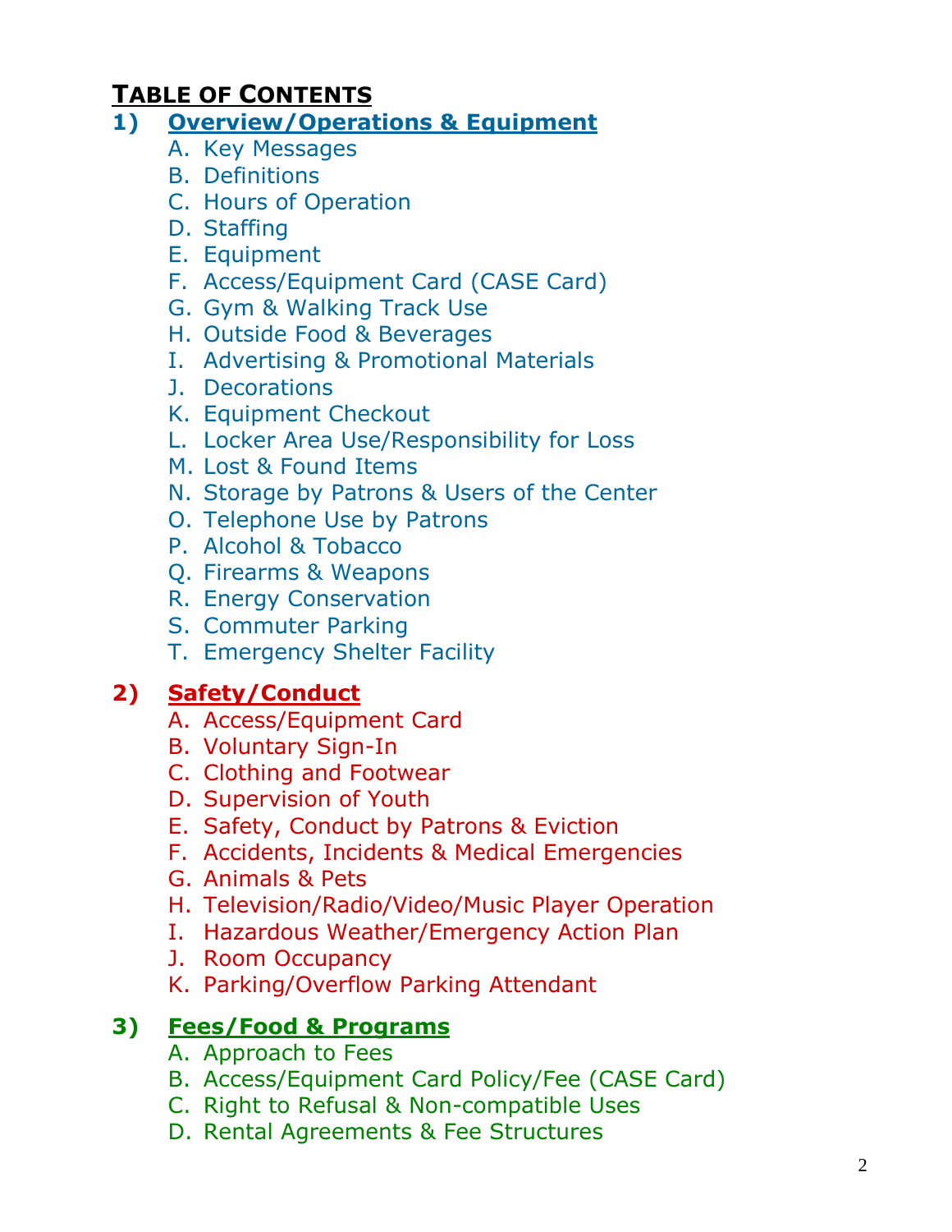## TABLE OF CONTENTS

### 1) Overview/Operations & Equipment

A. Key Messages
B. Definitions
C. Hours of Operation
D. Staffing
E. Equipment
F. Access/Equipment Card (CASE Card)
G. Gym & Walking Track Use
H. Outside Food & Beverages
I. Advertising & Promotional Materials
J. Decorations
K. Equipment Checkout
L. Locker Area Use/Responsibility for Loss
M. Lost & Found Items
N. Storage by Patrons & Users of the Center
O. Telephone Use by Patrons
P. Alcohol & Tobacco
Q. Firearms & Weapons
R. Energy Conservation
S. Commuter Parking
T. Emergency Shelter Facility

### 2) Safety/Conduct

A. Access/Equipment Card
B. Voluntary Sign-In
C. Clothing and Footwear
D. Supervision of Youth
E. Safety, Conduct by Patrons & Eviction
F. Accidents, Incidents & Medical Emergencies
G. Animals & Pets
H. Television/Radio/Video/Music Player Operation
I. Hazardous Weather/Emergency Action Plan
J. Room Occupancy
K. Parking/Overflow Parking Attendant

### 3) Fees/Food & Programs

A. Approach to Fees
B. Access/Equipment Card Policy/Fee (CASE Card)
C. Right to Refusal & Non-compatible Uses
D. Rental Agreements & Fee Structures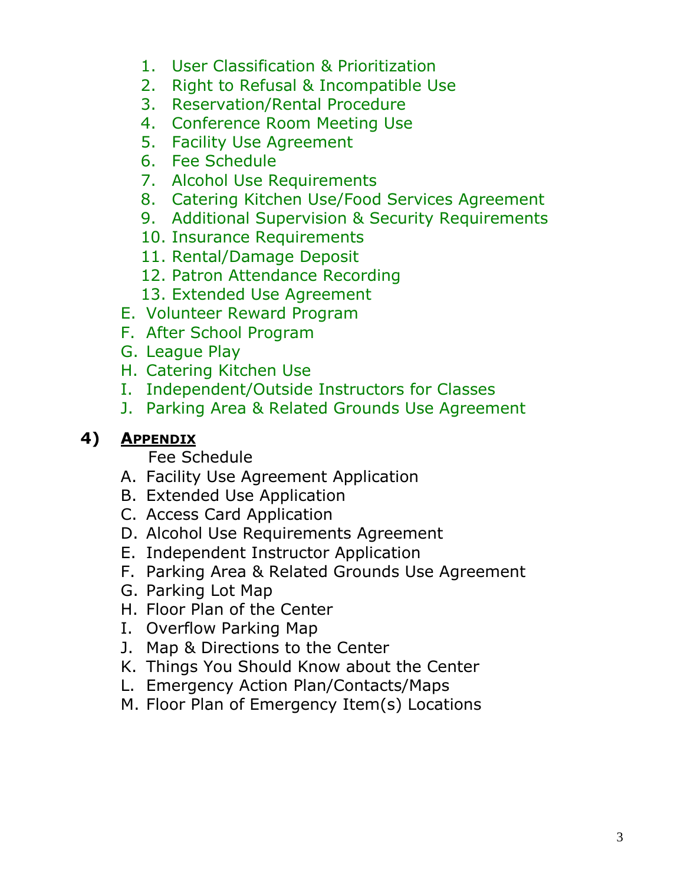1. User Classification & Prioritization
2. Right to Refusal & Incompatible Use
3. Reservation/Rental Procedure
4. Conference Room Meeting Use
5. Facility Use Agreement
6. Fee Schedule
7. Alcohol Use Requirements
8. Catering Kitchen Use/Food Services Agreement
9. Additional Supervision & Security Requirements
10. Insurance Requirements
11. Rental/Damage Deposit
12. Patron Attendance Recording
13. Extended Use Agreement

E. Volunteer Reward Program
F. After School Program
G. League Play
H. Catering Kitchen Use
I. Independent/Outside Instructors for Classes
J. Parking Area & Related Grounds Use Agreement

## 4) <u>APPENDIX</u>

Fee Schedule

A. Facility Use Agreement Application
B. Extended Use Application
C. Access Card Application
D. Alcohol Use Requirements Agreement
E. Independent Instructor Application
F. Parking Area & Related Grounds Use Agreement
G. Parking Lot Map
H. Floor Plan of the Center
I. Overflow Parking Map
J. Map & Directions to the Center
K. Things You Should Know about the Center
L. Emergency Action Plan/Contacts/Maps
M. Floor Plan of Emergency Item(s) Locations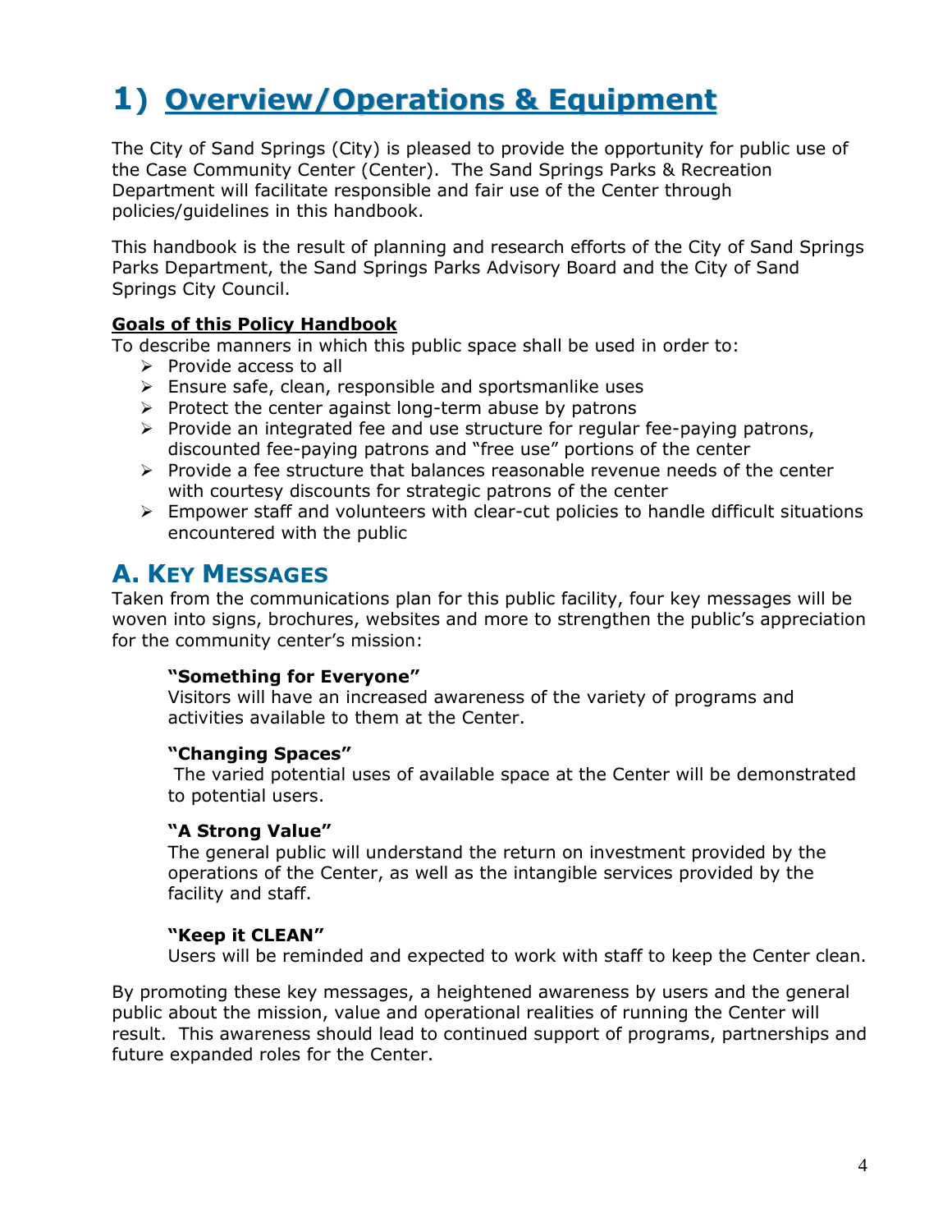# 1) Overview/Operations & Equipment

The City of Sand Springs (City) is pleased to provide the opportunity for public use of the Case Community Center (Center). The Sand Springs Parks & Recreation Department will facilitate responsible and fair use of the Center through policies/guidelines in this handbook.

This handbook is the result of planning and research efforts of the City of Sand Springs Parks Department, the Sand Springs Parks Advisory Board and the City of Sand Springs City Council.

**Goals of this Policy Handbook**

To describe manners in which this public space shall be used in order to:

- Provide access to all
- Ensure safe, clean, responsible and sportsmanlike uses
- Protect the center against long-term abuse by patrons
- Provide an integrated fee and use structure for regular fee-paying patrons, discounted fee-paying patrons and "free use" portions of the center
- Provide a fee structure that balances reasonable revenue needs of the center with courtesy discounts for strategic patrons of the center
- Empower staff and volunteers with clear-cut policies to handle difficult situations encountered with the public

## A. Key Messages

Taken from the communications plan for this public facility, four key messages will be woven into signs, brochures, websites and more to strengthen the public's appreciation for the community center's mission:

**"Something for Everyone"**
Visitors will have an increased awareness of the variety of programs and activities available to them at the Center.

**"Changing Spaces"**
The varied potential uses of available space at the Center will be demonstrated to potential users.

**"A Strong Value"**
The general public will understand the return on investment provided by the operations of the Center, as well as the intangible services provided by the facility and staff.

**"Keep it CLEAN"**
Users will be reminded and expected to work with staff to keep the Center clean.

By promoting these key messages, a heightened awareness by users and the general public about the mission, value and operational realities of running the Center will result. This awareness should lead to continued support of programs, partnerships and future expanded roles for the Center.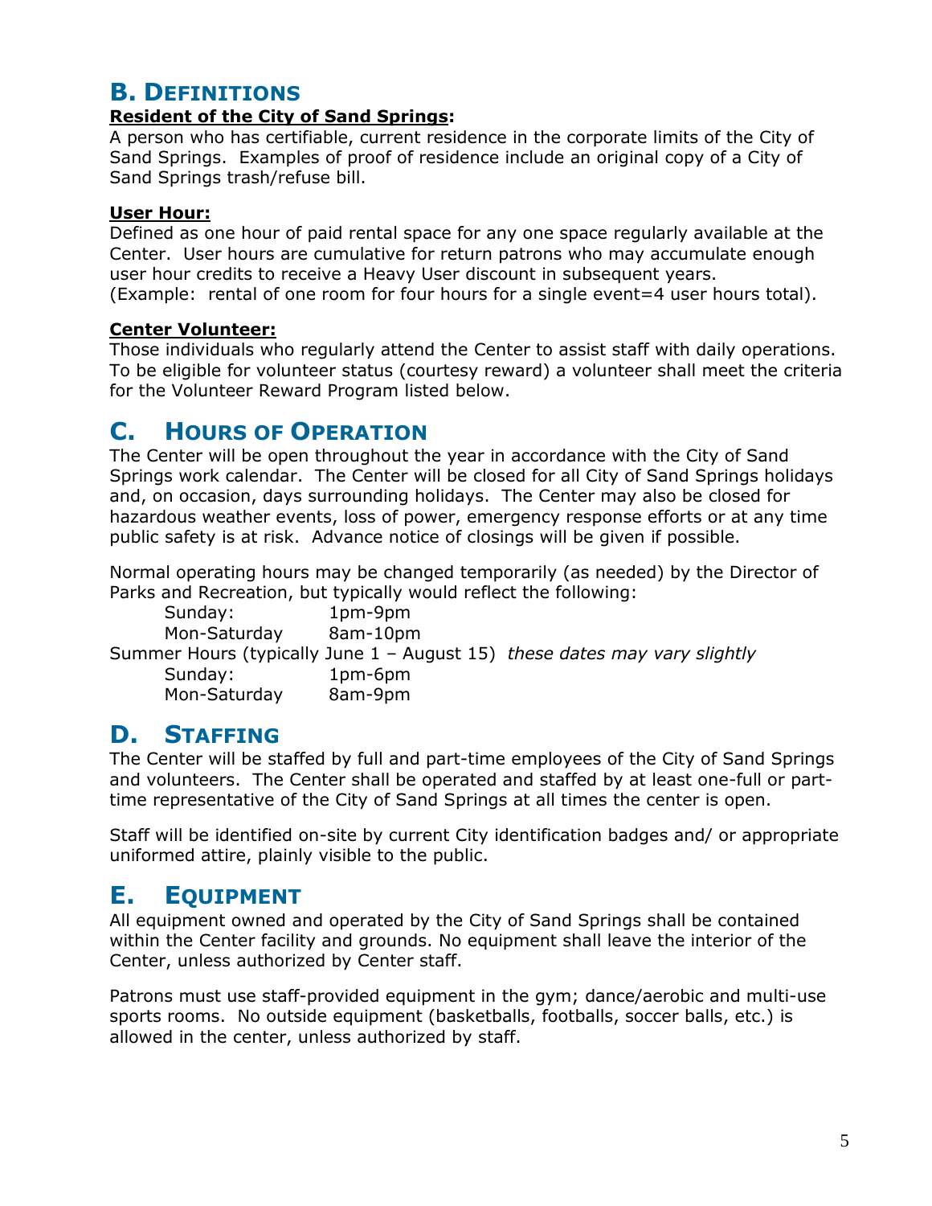## B. Definitions

**Resident of the City of Sand Springs:**

A person who has certifiable, current residence in the corporate limits of the City of Sand Springs. Examples of proof of residence include an original copy of a City of Sand Springs trash/refuse bill.

**User Hour:**

Defined as one hour of paid rental space for any one space regularly available at the Center. User hours are cumulative for return patrons who may accumulate enough user hour credits to receive a Heavy User discount in subsequent years.
(Example: rental of one room for four hours for a single event=4 user hours total).

**Center Volunteer:**

Those individuals who regularly attend the Center to assist staff with daily operations. To be eligible for volunteer status (courtesy reward) a volunteer shall meet the criteria for the Volunteer Reward Program listed below.

## C. Hours of Operation

The Center will be open throughout the year in accordance with the City of Sand Springs work calendar. The Center will be closed for all City of Sand Springs holidays and, on occasion, days surrounding holidays. The Center may also be closed for hazardous weather events, loss of power, emergency response efforts or at any time public safety is at risk. Advance notice of closings will be given if possible.

Normal operating hours may be changed temporarily (as needed) by the Director of Parks and Recreation, but typically would reflect the following:

Sunday: 1pm-9pm
Mon-Saturday 8am-10pm

Summer Hours (typically June 1 – August 15) *these dates may vary slightly*

Sunday: 1pm-6pm
Mon-Saturday 8am-9pm

## D. Staffing

The Center will be staffed by full and part-time employees of the City of Sand Springs and volunteers. The Center shall be operated and staffed by at least one-full or part-time representative of the City of Sand Springs at all times the center is open.

Staff will be identified on-site by current City identification badges and/ or appropriate uniformed attire, plainly visible to the public.

## E. Equipment

All equipment owned and operated by the City of Sand Springs shall be contained within the Center facility and grounds. No equipment shall leave the interior of the Center, unless authorized by Center staff.

Patrons must use staff-provided equipment in the gym; dance/aerobic and multi-use sports rooms. No outside equipment (basketballs, footballs, soccer balls, etc.) is allowed in the center, unless authorized by staff.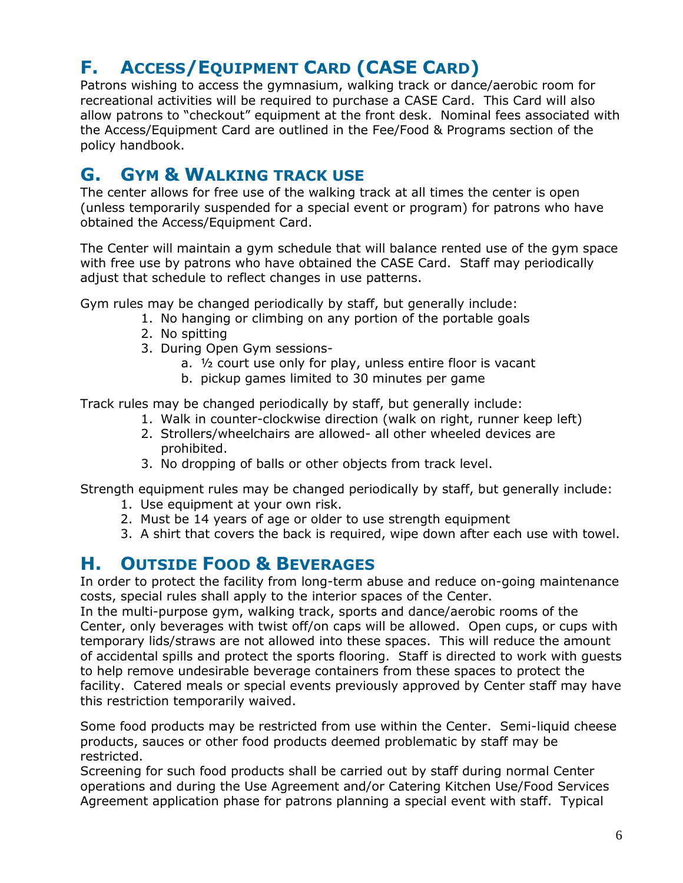## F. Access/Equipment Card (CASE Card)

Patrons wishing to access the gymnasium, walking track or dance/aerobic room for recreational activities will be required to purchase a CASE Card. This Card will also allow patrons to "checkout" equipment at the front desk. Nominal fees associated with the Access/Equipment Card are outlined in the Fee/Food & Programs section of the policy handbook.

## G. Gym & Walking track use

The center allows for free use of the walking track at all times the center is open (unless temporarily suspended for a special event or program) for patrons who have obtained the Access/Equipment Card.

The Center will maintain a gym schedule that will balance rented use of the gym space with free use by patrons who have obtained the CASE Card. Staff may periodically adjust that schedule to reflect changes in use patterns.

Gym rules may be changed periodically by staff, but generally include:

1. No hanging or climbing on any portion of the portable goals
2. No spitting
3. During Open Gym sessions-
    a. ½ court use only for play, unless entire floor is vacant
    b. pickup games limited to 30 minutes per game

Track rules may be changed periodically by staff, but generally include:

1. Walk in counter-clockwise direction (walk on right, runner keep left)
2. Strollers/wheelchairs are allowed- all other wheeled devices are prohibited.
3. No dropping of balls or other objects from track level.

Strength equipment rules may be changed periodically by staff, but generally include:

1. Use equipment at your own risk.
2. Must be 14 years of age or older to use strength equipment
3. A shirt that covers the back is required, wipe down after each use with towel.

## H. Outside Food & Beverages

In order to protect the facility from long-term abuse and reduce on-going maintenance costs, special rules shall apply to the interior spaces of the Center.

In the multi-purpose gym, walking track, sports and dance/aerobic rooms of the Center, only beverages with twist off/on caps will be allowed. Open cups, or cups with temporary lids/straws are not allowed into these spaces. This will reduce the amount of accidental spills and protect the sports flooring. Staff is directed to work with guests to help remove undesirable beverage containers from these spaces to protect the facility. Catered meals or special events previously approved by Center staff may have this restriction temporarily waived.

Some food products may be restricted from use within the Center. Semi-liquid cheese products, sauces or other food products deemed problematic by staff may be restricted.

Screening for such food products shall be carried out by staff during normal Center operations and during the Use Agreement and/or Catering Kitchen Use/Food Services Agreement application phase for patrons planning a special event with staff. Typical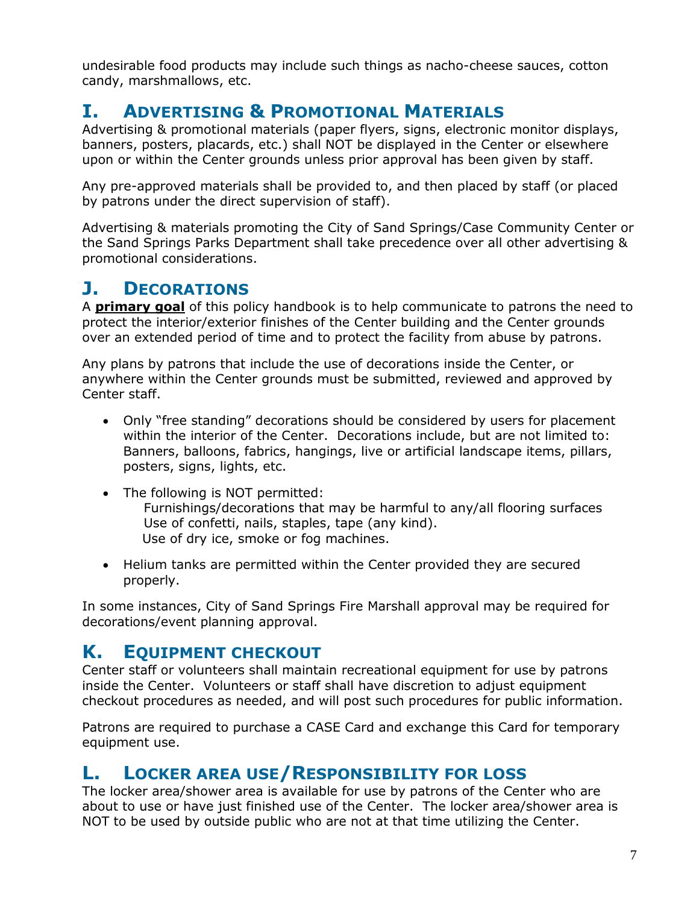undesirable food products may include such things as nacho-cheese sauces, cotton candy, marshmallows, etc.

## I. Advertising & Promotional Materials

Advertising & promotional materials (paper flyers, signs, electronic monitor displays, banners, posters, placards, etc.) shall NOT be displayed in the Center or elsewhere upon or within the Center grounds unless prior approval has been given by staff.

Any pre-approved materials shall be provided to, and then placed by staff (or placed by patrons under the direct supervision of staff).

Advertising & materials promoting the City of Sand Springs/Case Community Center or the Sand Springs Parks Department shall take precedence over all other advertising & promotional considerations.

## J. Decorations

A **primary goal** of this policy handbook is to help communicate to patrons the need to protect the interior/exterior finishes of the Center building and the Center grounds over an extended period of time and to protect the facility from abuse by patrons.

Any plans by patrons that include the use of decorations inside the Center, or anywhere within the Center grounds must be submitted, reviewed and approved by Center staff.

- Only "free standing" decorations should be considered by users for placement within the interior of the Center. Decorations include, but are not limited to: Banners, balloons, fabrics, hangings, live or artificial landscape items, pillars, posters, signs, lights, etc.
- The following is NOT permitted:
  - Furnishings/decorations that may be harmful to any/all flooring surfaces
  - Use of confetti, nails, staples, tape (any kind).
  - Use of dry ice, smoke or fog machines.
- Helium tanks are permitted within the Center provided they are secured properly.

In some instances, City of Sand Springs Fire Marshall approval may be required for decorations/event planning approval.

## K. Equipment checkout

Center staff or volunteers shall maintain recreational equipment for use by patrons inside the Center. Volunteers or staff shall have discretion to adjust equipment checkout procedures as needed, and will post such procedures for public information.

Patrons are required to purchase a CASE Card and exchange this Card for temporary equipment use.

## L. Locker area use/Responsibility for loss

The locker area/shower area is available for use by patrons of the Center who are about to use or have just finished use of the Center. The locker area/shower area is NOT to be used by outside public who are not at that time utilizing the Center.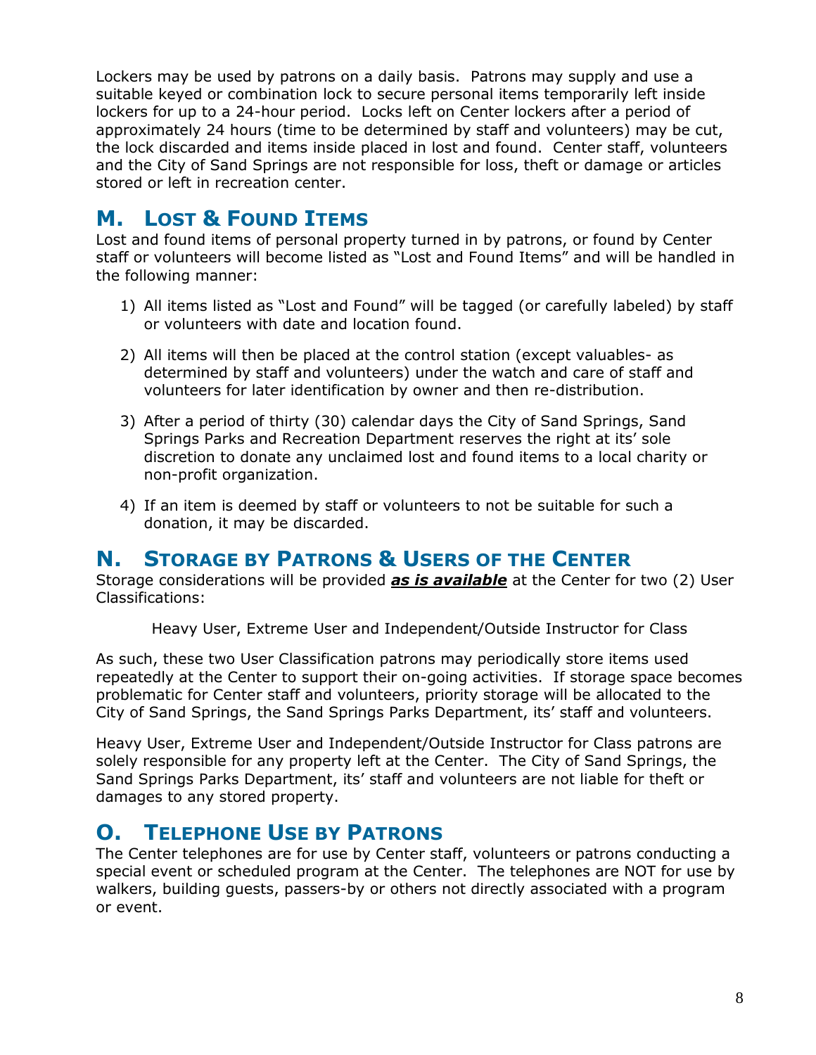Lockers may be used by patrons on a daily basis. Patrons may supply and use a suitable keyed or combination lock to secure personal items temporarily left inside lockers for up to a 24-hour period. Locks left on Center lockers after a period of approximately 24 hours (time to be determined by staff and volunteers) may be cut, the lock discarded and items inside placed in lost and found. Center staff, volunteers and the City of Sand Springs are not responsible for loss, theft or damage or articles stored or left in recreation center.

## M. Lost & Found Items

Lost and found items of personal property turned in by patrons, or found by Center staff or volunteers will become listed as "Lost and Found Items" and will be handled in the following manner:

1) All items listed as "Lost and Found" will be tagged (or carefully labeled) by staff or volunteers with date and location found.

2) All items will then be placed at the control station (except valuables- as determined by staff and volunteers) under the watch and care of staff and volunteers for later identification by owner and then re-distribution.

3) After a period of thirty (30) calendar days the City of Sand Springs, Sand Springs Parks and Recreation Department reserves the right at its' sole discretion to donate any unclaimed lost and found items to a local charity or non-profit organization.

4) If an item is deemed by staff or volunteers to not be suitable for such a donation, it may be discarded.

## N. Storage by Patrons & Users of the Center

Storage considerations will be provided ***as is available*** at the Center for two (2) User Classifications:

Heavy User, Extreme User and Independent/Outside Instructor for Class

As such, these two User Classification patrons may periodically store items used repeatedly at the Center to support their on-going activities. If storage space becomes problematic for Center staff and volunteers, priority storage will be allocated to the City of Sand Springs, the Sand Springs Parks Department, its' staff and volunteers.

Heavy User, Extreme User and Independent/Outside Instructor for Class patrons are solely responsible for any property left at the Center. The City of Sand Springs, the Sand Springs Parks Department, its' staff and volunteers are not liable for theft or damages to any stored property.

## O. Telephone Use by Patrons

The Center telephones are for use by Center staff, volunteers or patrons conducting a special event or scheduled program at the Center. The telephones are NOT for use by walkers, building guests, passers-by or others not directly associated with a program or event.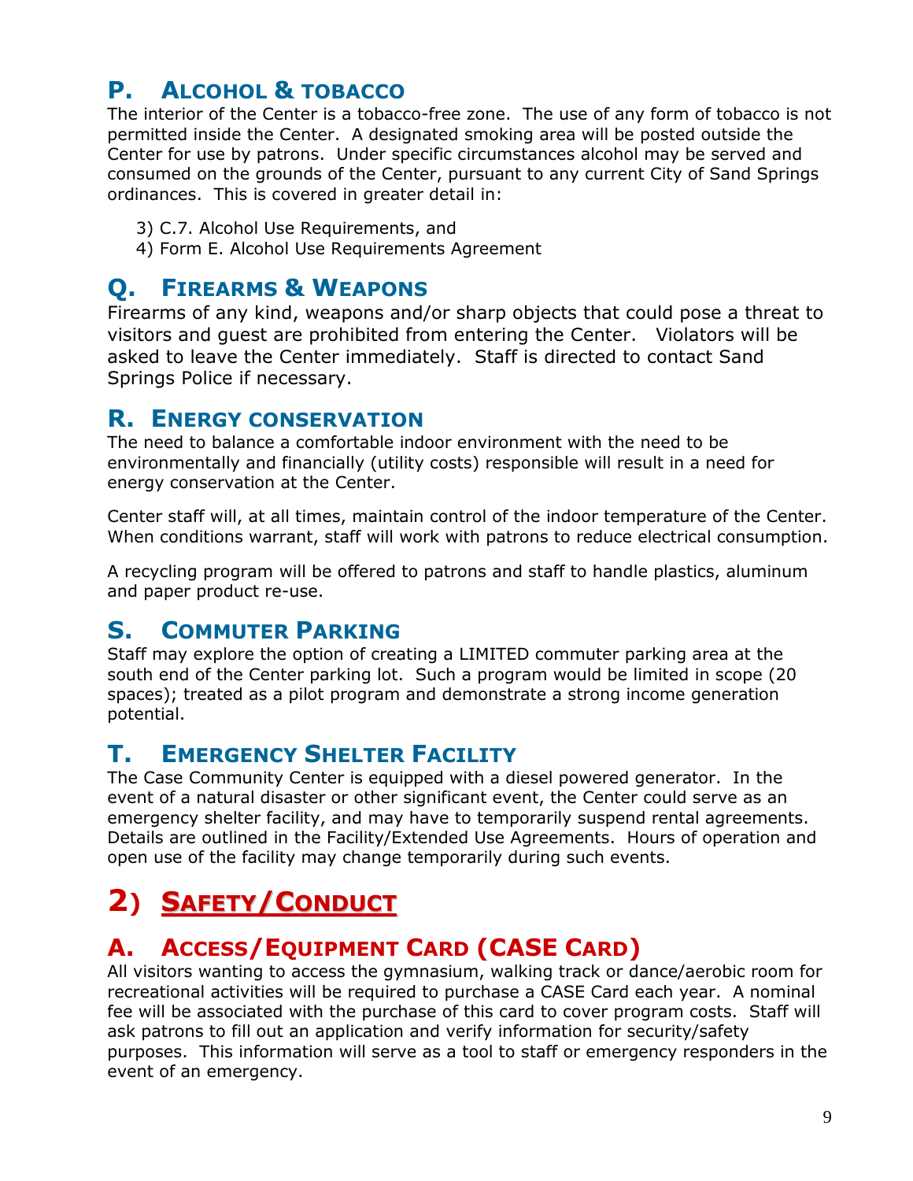## P. ALCOHOL & TOBACCO

The interior of the Center is a tobacco-free zone. The use of any form of tobacco is not permitted inside the Center. A designated smoking area will be posted outside the Center for use by patrons. Under specific circumstances alcohol may be served and consumed on the grounds of the Center, pursuant to any current City of Sand Springs ordinances. This is covered in greater detail in:

3) C.7. Alcohol Use Requirements, and
4) Form E. Alcohol Use Requirements Agreement

## Q. FIREARMS & WEAPONS

Firearms of any kind, weapons and/or sharp objects that could pose a threat to visitors and guest are prohibited from entering the Center. Violators will be asked to leave the Center immediately. Staff is directed to contact Sand Springs Police if necessary.

## R. ENERGY CONSERVATION

The need to balance a comfortable indoor environment with the need to be environmentally and financially (utility costs) responsible will result in a need for energy conservation at the Center.

Center staff will, at all times, maintain control of the indoor temperature of the Center. When conditions warrant, staff will work with patrons to reduce electrical consumption.

A recycling program will be offered to patrons and staff to handle plastics, aluminum and paper product re-use.

## S. COMMUTER PARKING

Staff may explore the option of creating a LIMITED commuter parking area at the south end of the Center parking lot. Such a program would be limited in scope (20 spaces); treated as a pilot program and demonstrate a strong income generation potential.

## T. EMERGENCY SHELTER FACILITY

The Case Community Center is equipped with a diesel powered generator. In the event of a natural disaster or other significant event, the Center could serve as an emergency shelter facility, and may have to temporarily suspend rental agreements. Details are outlined in the Facility/Extended Use Agreements. Hours of operation and open use of the facility may change temporarily during such events.

# 2) SAFETY/CONDUCT

## A. ACCESS/EQUIPMENT CARD (CASE CARD)

All visitors wanting to access the gymnasium, walking track or dance/aerobic room for recreational activities will be required to purchase a CASE Card each year. A nominal fee will be associated with the purchase of this card to cover program costs. Staff will ask patrons to fill out an application and verify information for security/safety purposes. This information will serve as a tool to staff or emergency responders in the event of an emergency.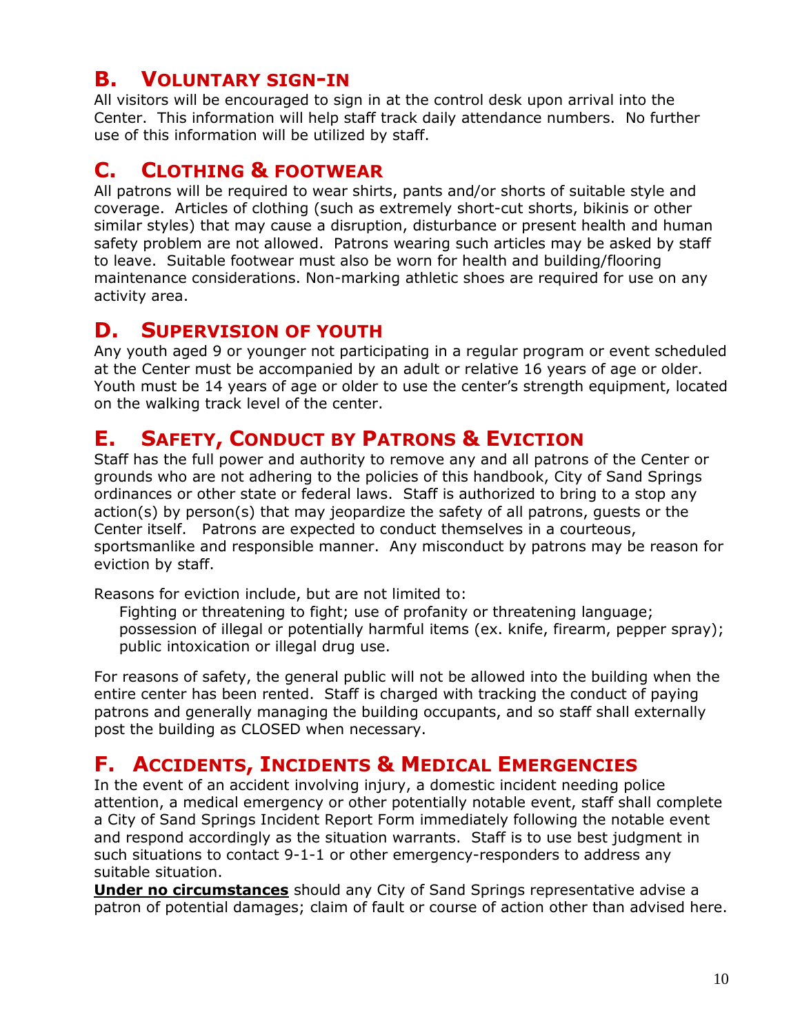## B. Voluntary sign-in

All visitors will be encouraged to sign in at the control desk upon arrival into the Center. This information will help staff track daily attendance numbers. No further use of this information will be utilized by staff.

## C. Clothing & footwear

All patrons will be required to wear shirts, pants and/or shorts of suitable style and coverage. Articles of clothing (such as extremely short-cut shorts, bikinis or other similar styles) that may cause a disruption, disturbance or present health and human safety problem are not allowed. Patrons wearing such articles may be asked by staff to leave. Suitable footwear must also be worn for health and building/flooring maintenance considerations. Non-marking athletic shoes are required for use on any activity area.

## D. Supervision of youth

Any youth aged 9 or younger not participating in a regular program or event scheduled at the Center must be accompanied by an adult or relative 16 years of age or older. Youth must be 14 years of age or older to use the center's strength equipment, located on the walking track level of the center.

## E. Safety, Conduct by Patrons & Eviction

Staff has the full power and authority to remove any and all patrons of the Center or grounds who are not adhering to the policies of this handbook, City of Sand Springs ordinances or other state or federal laws. Staff is authorized to bring to a stop any action(s) by person(s) that may jeopardize the safety of all patrons, guests or the Center itself. Patrons are expected to conduct themselves in a courteous, sportsmanlike and responsible manner. Any misconduct by patrons may be reason for eviction by staff.

Reasons for eviction include, but are not limited to:

> Fighting or threatening to fight; use of profanity or threatening language; possession of illegal or potentially harmful items (ex. knife, firearm, pepper spray); public intoxication or illegal drug use.

For reasons of safety, the general public will not be allowed into the building when the entire center has been rented. Staff is charged with tracking the conduct of paying patrons and generally managing the building occupants, and so staff shall externally post the building as CLOSED when necessary.

## F. Accidents, Incidents & Medical Emergencies

In the event of an accident involving injury, a domestic incident needing police attention, a medical emergency or other potentially notable event, staff shall complete a City of Sand Springs Incident Report Form immediately following the notable event and respond accordingly as the situation warrants. Staff is to use best judgment in such situations to contact 9-1-1 or other emergency-responders to address any suitable situation.

**Under no circumstances** should any City of Sand Springs representative advise a patron of potential damages; claim of fault or course of action other than advised here.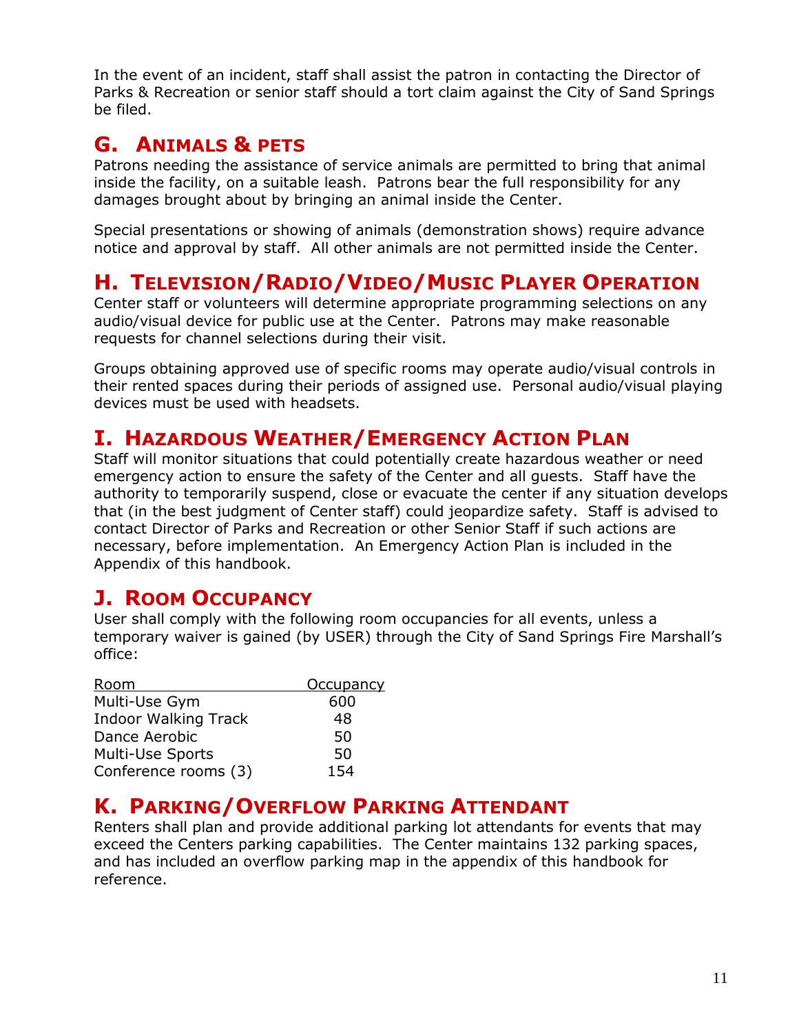In the event of an incident, staff shall assist the patron in contacting the Director of Parks & Recreation or senior staff should a tort claim against the City of Sand Springs be filed.

## G. ANIMALS & PETS

Patrons needing the assistance of service animals are permitted to bring that animal inside the facility, on a suitable leash. Patrons bear the full responsibility for any damages brought about by bringing an animal inside the Center.

Special presentations or showing of animals (demonstration shows) require advance notice and approval by staff. All other animals are not permitted inside the Center.

## H. TELEVISION/RADIO/VIDEO/MUSIC PLAYER OPERATION

Center staff or volunteers will determine appropriate programming selections on any audio/visual device for public use at the Center. Patrons may make reasonable requests for channel selections during their visit.

Groups obtaining approved use of specific rooms may operate audio/visual controls in their rented spaces during their periods of assigned use. Personal audio/visual playing devices must be used with headsets.

## I. HAZARDOUS WEATHER/EMERGENCY ACTION PLAN

Staff will monitor situations that could potentially create hazardous weather or need emergency action to ensure the safety of the Center and all guests. Staff have the authority to temporarily suspend, close or evacuate the center if any situation develops that (in the best judgment of Center staff) could jeopardize safety. Staff is advised to contact Director of Parks and Recreation or other Senior Staff if such actions are necessary, before implementation. An Emergency Action Plan is included in the Appendix of this handbook.

## J. ROOM OCCUPANCY

User shall comply with the following room occupancies for all events, unless a temporary waiver is gained (by USER) through the City of Sand Springs Fire Marshall's office:

| Room | Occupancy |
|---|---|
| Multi-Use Gym | 600 |
| Indoor Walking Track | 48 |
| Dance Aerobic | 50 |
| Multi-Use Sports | 50 |
| Conference rooms (3) | 154 |

## K. PARKING/OVERFLOW PARKING ATTENDANT

Renters shall plan and provide additional parking lot attendants for events that may exceed the Centers parking capabilities. The Center maintains 132 parking spaces, and has included an overflow parking map in the appendix of this handbook for reference.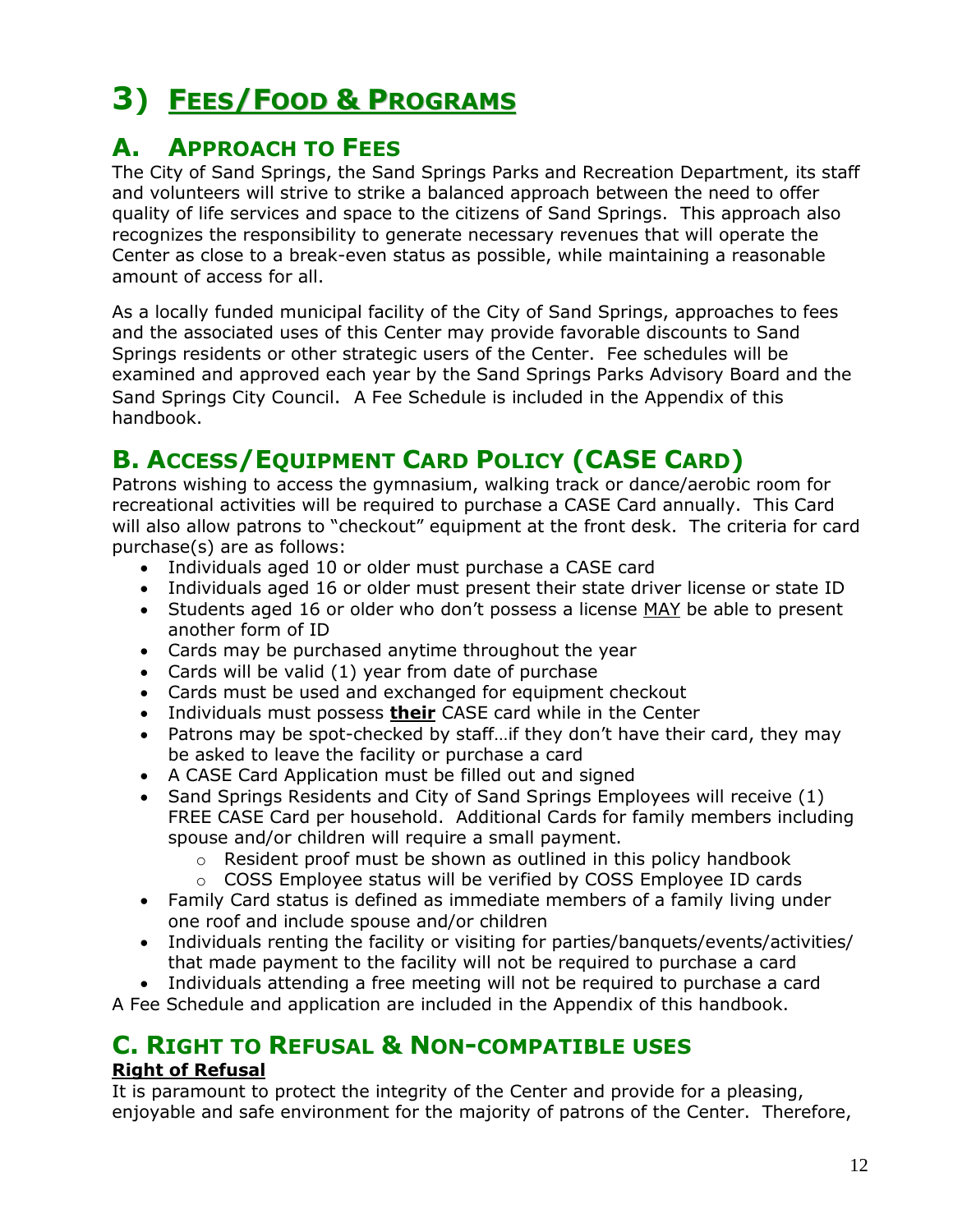# 3) FEES/FOOD & PROGRAMS

## A. APPROACH TO FEES

The City of Sand Springs, the Sand Springs Parks and Recreation Department, its staff and volunteers will strive to strike a balanced approach between the need to offer quality of life services and space to the citizens of Sand Springs. This approach also recognizes the responsibility to generate necessary revenues that will operate the Center as close to a break-even status as possible, while maintaining a reasonable amount of access for all.

As a locally funded municipal facility of the City of Sand Springs, approaches to fees and the associated uses of this Center may provide favorable discounts to Sand Springs residents or other strategic users of the Center. Fee schedules will be examined and approved each year by the Sand Springs Parks Advisory Board and the Sand Springs City Council. A Fee Schedule is included in the Appendix of this handbook.

## B. ACCESS/EQUIPMENT CARD POLICY (CASE CARD)

Patrons wishing to access the gymnasium, walking track or dance/aerobic room for recreational activities will be required to purchase a CASE Card annually. This Card will also allow patrons to "checkout" equipment at the front desk. The criteria for card purchase(s) are as follows:

- Individuals aged 10 or older must purchase a CASE card
- Individuals aged 16 or older must present their state driver license or state ID
- Students aged 16 or older who don't possess a license MAY be able to present another form of ID
- Cards may be purchased anytime throughout the year
- Cards will be valid (1) year from date of purchase
- Cards must be used and exchanged for equipment checkout
- Individuals must possess **their** CASE card while in the Center
- Patrons may be spot-checked by staff…if they don't have their card, they may be asked to leave the facility or purchase a card
- A CASE Card Application must be filled out and signed
- Sand Springs Residents and City of Sand Springs Employees will receive (1) FREE CASE Card per household. Additional Cards for family members including spouse and/or children will require a small payment.
  - Resident proof must be shown as outlined in this policy handbook
  - COSS Employee status will be verified by COSS Employee ID cards
- Family Card status is defined as immediate members of a family living under one roof and include spouse and/or children
- Individuals renting the facility or visiting for parties/banquets/events/activities/ that made payment to the facility will not be required to purchase a card
- Individuals attending a free meeting will not be required to purchase a card

A Fee Schedule and application are included in the Appendix of this handbook.

## C. RIGHT TO REFUSAL & NON-COMPATIBLE USES

**Right of Refusal**

It is paramount to protect the integrity of the Center and provide for a pleasing, enjoyable and safe environment for the majority of patrons of the Center. Therefore,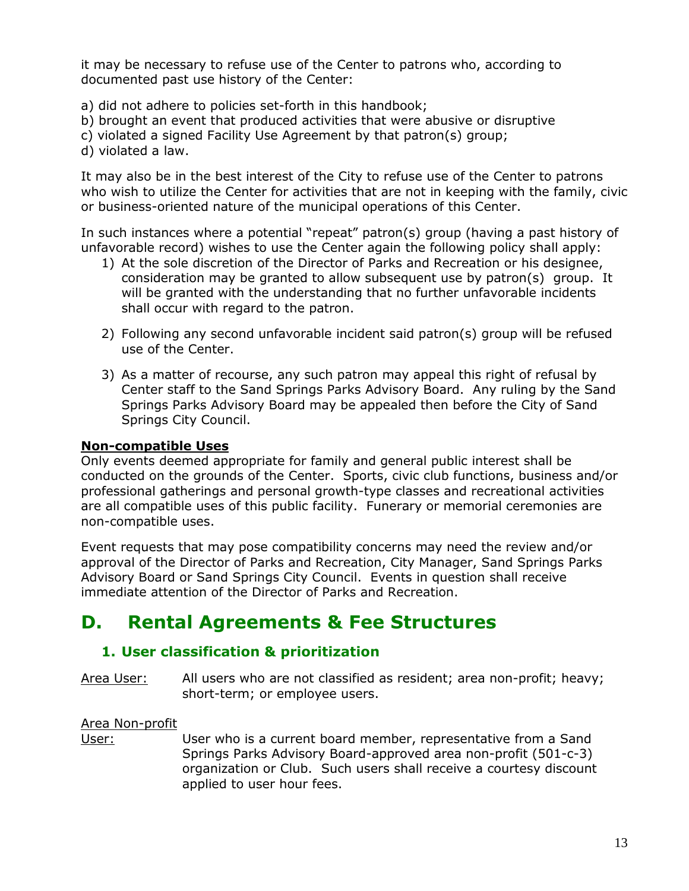it may be necessary to refuse use of the Center to patrons who, according to documented past use history of the Center:

a) did not adhere to policies set-forth in this handbook;
b) brought an event that produced activities that were abusive or disruptive
c) violated a signed Facility Use Agreement by that patron(s) group;
d) violated a law.

It may also be in the best interest of the City to refuse use of the Center to patrons who wish to utilize the Center for activities that are not in keeping with the family, civic or business-oriented nature of the municipal operations of this Center.

In such instances where a potential "repeat" patron(s) group (having a past history of unfavorable record) wishes to use the Center again the following policy shall apply:

1) At the sole discretion of the Director of Parks and Recreation or his designee, consideration may be granted to allow subsequent use by patron(s) group. It will be granted with the understanding that no further unfavorable incidents shall occur with regard to the patron.

2) Following any second unfavorable incident said patron(s) group will be refused use of the Center.

3) As a matter of recourse, any such patron may appeal this right of refusal by Center staff to the Sand Springs Parks Advisory Board. Any ruling by the Sand Springs Parks Advisory Board may be appealed then before the City of Sand Springs City Council.

**Non-compatible Uses**

Only events deemed appropriate for family and general public interest shall be conducted on the grounds of the Center. Sports, civic club functions, business and/or professional gatherings and personal growth-type classes and recreational activities are all compatible uses of this public facility. Funerary or memorial ceremonies are non-compatible uses.

Event requests that may pose compatibility concerns may need the review and/or approval of the Director of Parks and Recreation, City Manager, Sand Springs Parks Advisory Board or Sand Springs City Council. Events in question shall receive immediate attention of the Director of Parks and Recreation.

# D. Rental Agreements & Fee Structures

## 1. User classification & prioritization

Area User: All users who are not classified as resident; area non-profit; heavy; short-term; or employee users.

Area Non-profit User: User who is a current board member, representative from a Sand Springs Parks Advisory Board-approved area non-profit (501-c-3) organization or Club. Such users shall receive a courtesy discount applied to user hour fees.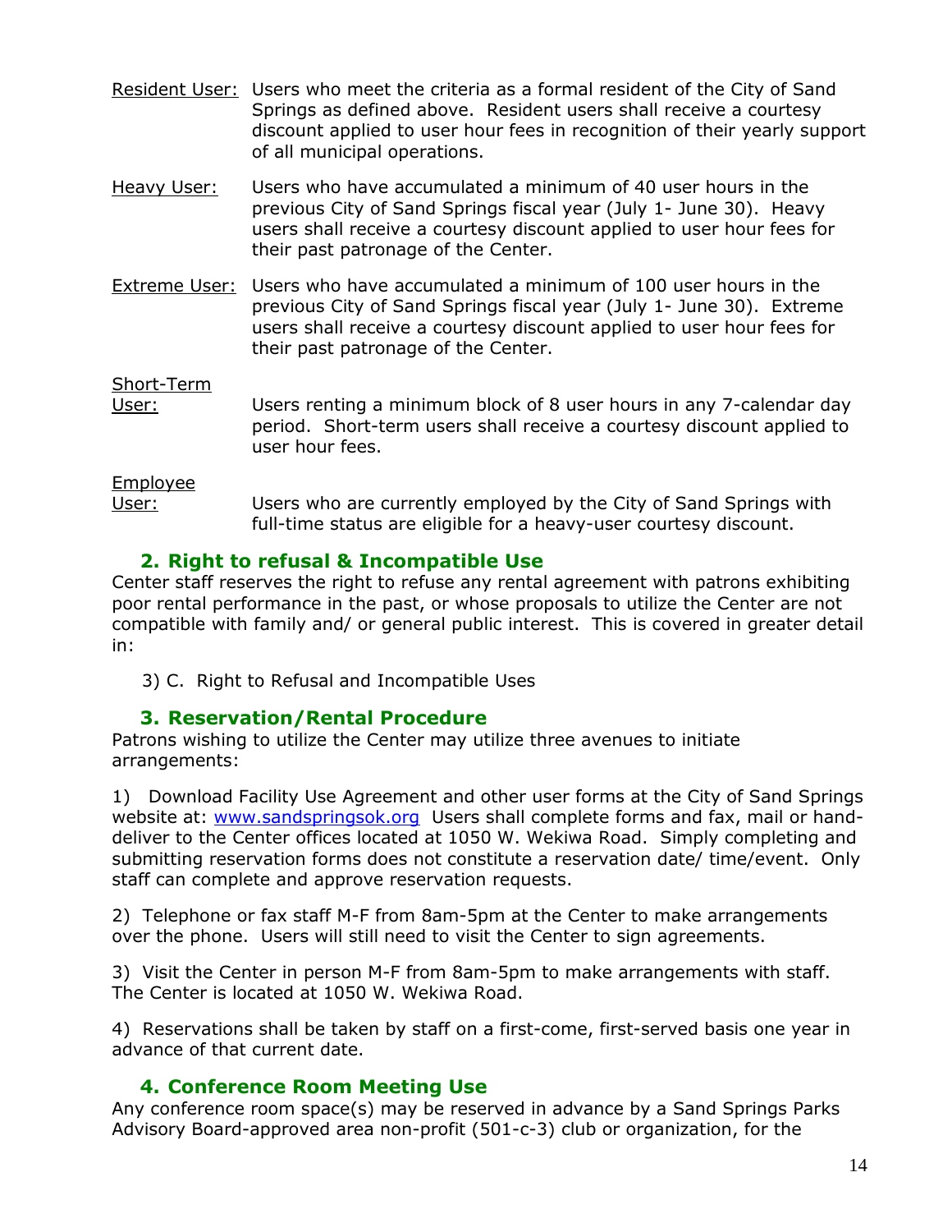<u>Resident User:</u> Users who meet the criteria as a formal resident of the City of Sand Springs as defined above. Resident users shall receive a courtesy discount applied to user hour fees in recognition of their yearly support of all municipal operations.

<u>Heavy User:</u> Users who have accumulated a minimum of 40 user hours in the previous City of Sand Springs fiscal year (July 1- June 30). Heavy users shall receive a courtesy discount applied to user hour fees for their past patronage of the Center.

<u>Extreme User:</u> Users who have accumulated a minimum of 100 user hours in the previous City of Sand Springs fiscal year (July 1- June 30). Extreme users shall receive a courtesy discount applied to user hour fees for their past patronage of the Center.

<u>Short-Term User:</u> Users renting a minimum block of 8 user hours in any 7-calendar day period. Short-term users shall receive a courtesy discount applied to user hour fees.

<u>Employee User:</u> Users who are currently employed by the City of Sand Springs with full-time status are eligible for a heavy-user courtesy discount.

### 2. Right to refusal & Incompatible Use

Center staff reserves the right to refuse any rental agreement with patrons exhibiting poor rental performance in the past, or whose proposals to utilize the Center are not compatible with family and/ or general public interest. This is covered in greater detail in:

3) C. Right to Refusal and Incompatible Uses

### 3. Reservation/Rental Procedure

Patrons wishing to utilize the Center may utilize three avenues to initiate arrangements:

1) Download Facility Use Agreement and other user forms at the City of Sand Springs website at: [www.sandspringsok.org](http://www.sandspringsok.org) Users shall complete forms and fax, mail or hand-deliver to the Center offices located at 1050 W. Wekiwa Road. Simply completing and submitting reservation forms does not constitute a reservation date/ time/event. Only staff can complete and approve reservation requests.

2) Telephone or fax staff M-F from 8am-5pm at the Center to make arrangements over the phone. Users will still need to visit the Center to sign agreements.

3) Visit the Center in person M-F from 8am-5pm to make arrangements with staff. The Center is located at 1050 W. Wekiwa Road.

4) Reservations shall be taken by staff on a first-come, first-served basis one year in advance of that current date.

### 4. Conference Room Meeting Use

Any conference room space(s) may be reserved in advance by a Sand Springs Parks Advisory Board-approved area non-profit (501-c-3) club or organization, for the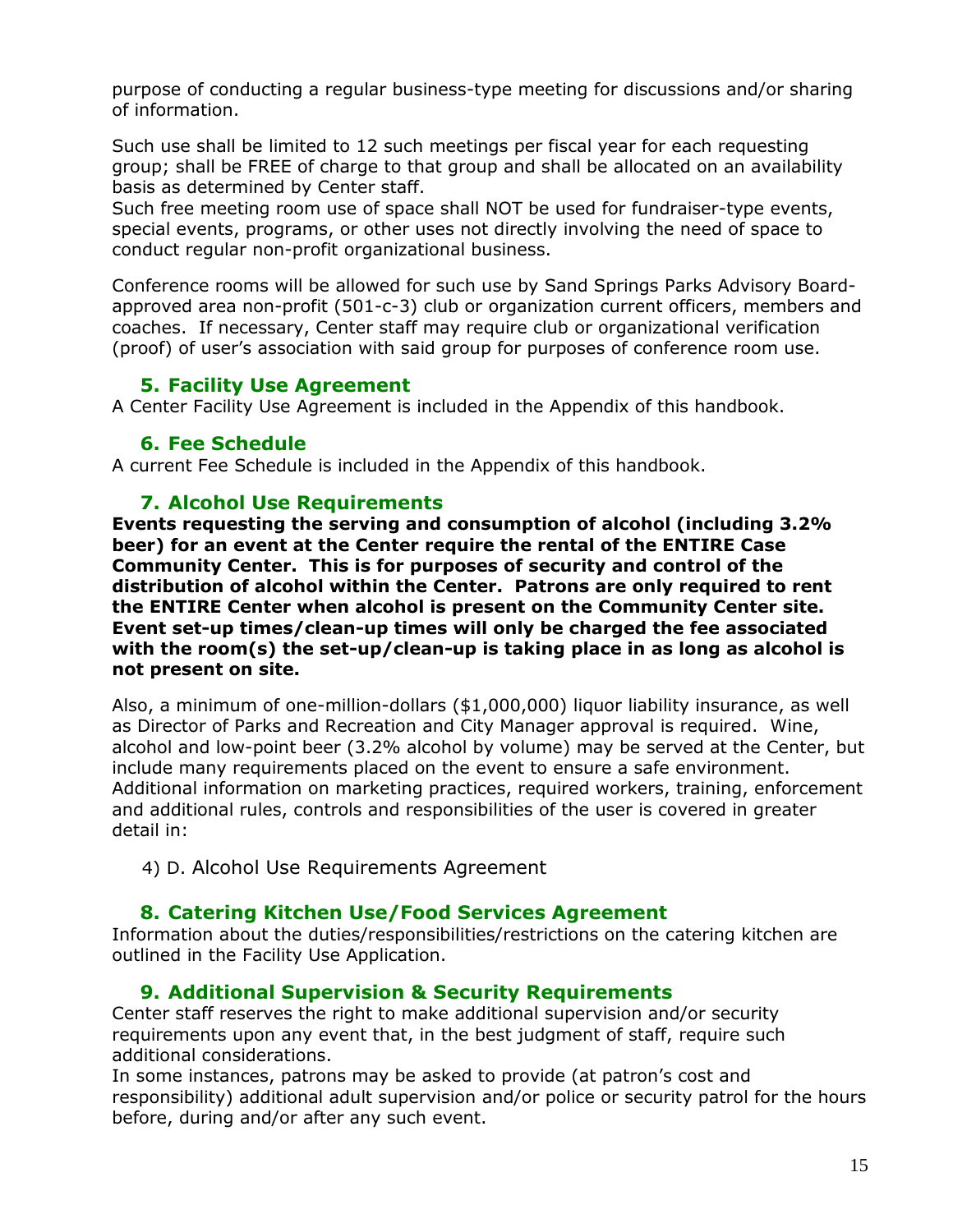purpose of conducting a regular business-type meeting for discussions and/or sharing of information.

Such use shall be limited to 12 such meetings per fiscal year for each requesting group; shall be FREE of charge to that group and shall be allocated on an availability basis as determined by Center staff.
Such free meeting room use of space shall NOT be used for fundraiser-type events, special events, programs, or other uses not directly involving the need of space to conduct regular non-profit organizational business.

Conference rooms will be allowed for such use by Sand Springs Parks Advisory Board-approved area non-profit (501-c-3) club or organization current officers, members and coaches. If necessary, Center staff may require club or organizational verification (proof) of user's association with said group for purposes of conference room use.

### 5. Facility Use Agreement

A Center Facility Use Agreement is included in the Appendix of this handbook.

### 6. Fee Schedule

A current Fee Schedule is included in the Appendix of this handbook.

### 7. Alcohol Use Requirements

**Events requesting the serving and consumption of alcohol (including 3.2% beer) for an event at the Center require the rental of the ENTIRE Case Community Center. This is for purposes of security and control of the distribution of alcohol within the Center. Patrons are only required to rent the ENTIRE Center when alcohol is present on the Community Center site. Event set-up times/clean-up times will only be charged the fee associated with the room(s) the set-up/clean-up is taking place in as long as alcohol is not present on site.**

Also, a minimum of one-million-dollars ($1,000,000) liquor liability insurance, as well as Director of Parks and Recreation and City Manager approval is required. Wine, alcohol and low-point beer (3.2% alcohol by volume) may be served at the Center, but include many requirements placed on the event to ensure a safe environment. Additional information on marketing practices, required workers, training, enforcement and additional rules, controls and responsibilities of the user is covered in greater detail in:

4) D. Alcohol Use Requirements Agreement

### 8. Catering Kitchen Use/Food Services Agreement

Information about the duties/responsibilities/restrictions on the catering kitchen are outlined in the Facility Use Application.

### 9. Additional Supervision & Security Requirements

Center staff reserves the right to make additional supervision and/or security requirements upon any event that, in the best judgment of staff, require such additional considerations.
In some instances, patrons may be asked to provide (at patron's cost and responsibility) additional adult supervision and/or police or security patrol for the hours before, during and/or after any such event.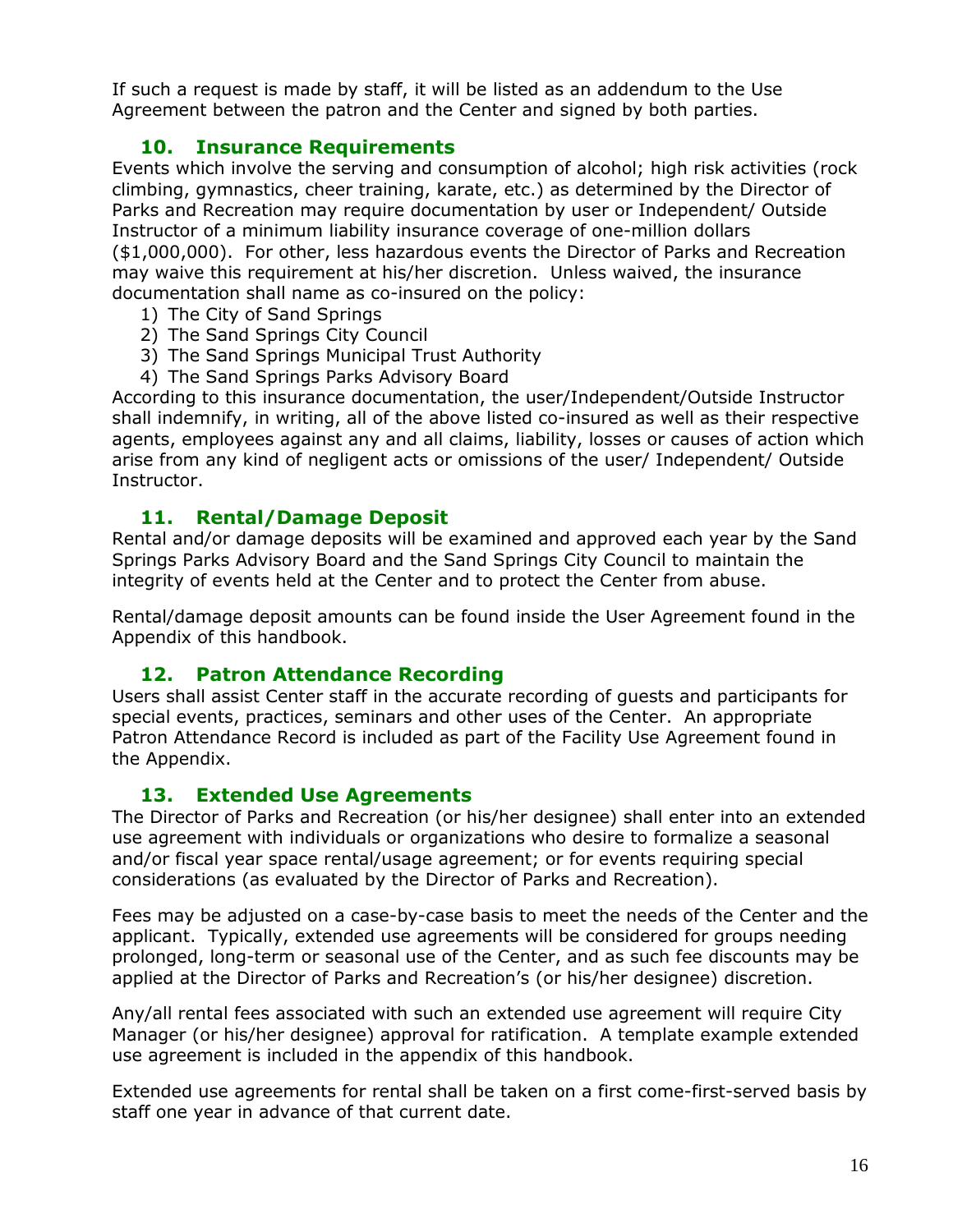If such a request is made by staff, it will be listed as an addendum to the Use Agreement between the patron and the Center and signed by both parties.

### 10. Insurance Requirements

Events which involve the serving and consumption of alcohol; high risk activities (rock climbing, gymnastics, cheer training, karate, etc.) as determined by the Director of Parks and Recreation may require documentation by user or Independent/ Outside Instructor of a minimum liability insurance coverage of one-million dollars ($1,000,000). For other, less hazardous events the Director of Parks and Recreation may waive this requirement at his/her discretion. Unless waived, the insurance documentation shall name as co-insured on the policy:

1) The City of Sand Springs
2) The Sand Springs City Council
3) The Sand Springs Municipal Trust Authority
4) The Sand Springs Parks Advisory Board

According to this insurance documentation, the user/Independent/Outside Instructor shall indemnify, in writing, all of the above listed co-insured as well as their respective agents, employees against any and all claims, liability, losses or causes of action which arise from any kind of negligent acts or omissions of the user/ Independent/ Outside Instructor.

### 11. Rental/Damage Deposit

Rental and/or damage deposits will be examined and approved each year by the Sand Springs Parks Advisory Board and the Sand Springs City Council to maintain the integrity of events held at the Center and to protect the Center from abuse.

Rental/damage deposit amounts can be found inside the User Agreement found in the Appendix of this handbook.

### 12. Patron Attendance Recording

Users shall assist Center staff in the accurate recording of guests and participants for special events, practices, seminars and other uses of the Center. An appropriate Patron Attendance Record is included as part of the Facility Use Agreement found in the Appendix.

### 13. Extended Use Agreements

The Director of Parks and Recreation (or his/her designee) shall enter into an extended use agreement with individuals or organizations who desire to formalize a seasonal and/or fiscal year space rental/usage agreement; or for events requiring special considerations (as evaluated by the Director of Parks and Recreation).

Fees may be adjusted on a case-by-case basis to meet the needs of the Center and the applicant. Typically, extended use agreements will be considered for groups needing prolonged, long-term or seasonal use of the Center, and as such fee discounts may be applied at the Director of Parks and Recreation's (or his/her designee) discretion.

Any/all rental fees associated with such an extended use agreement will require City Manager (or his/her designee) approval for ratification. A template example extended use agreement is included in the appendix of this handbook.

Extended use agreements for rental shall be taken on a first come-first-served basis by staff one year in advance of that current date.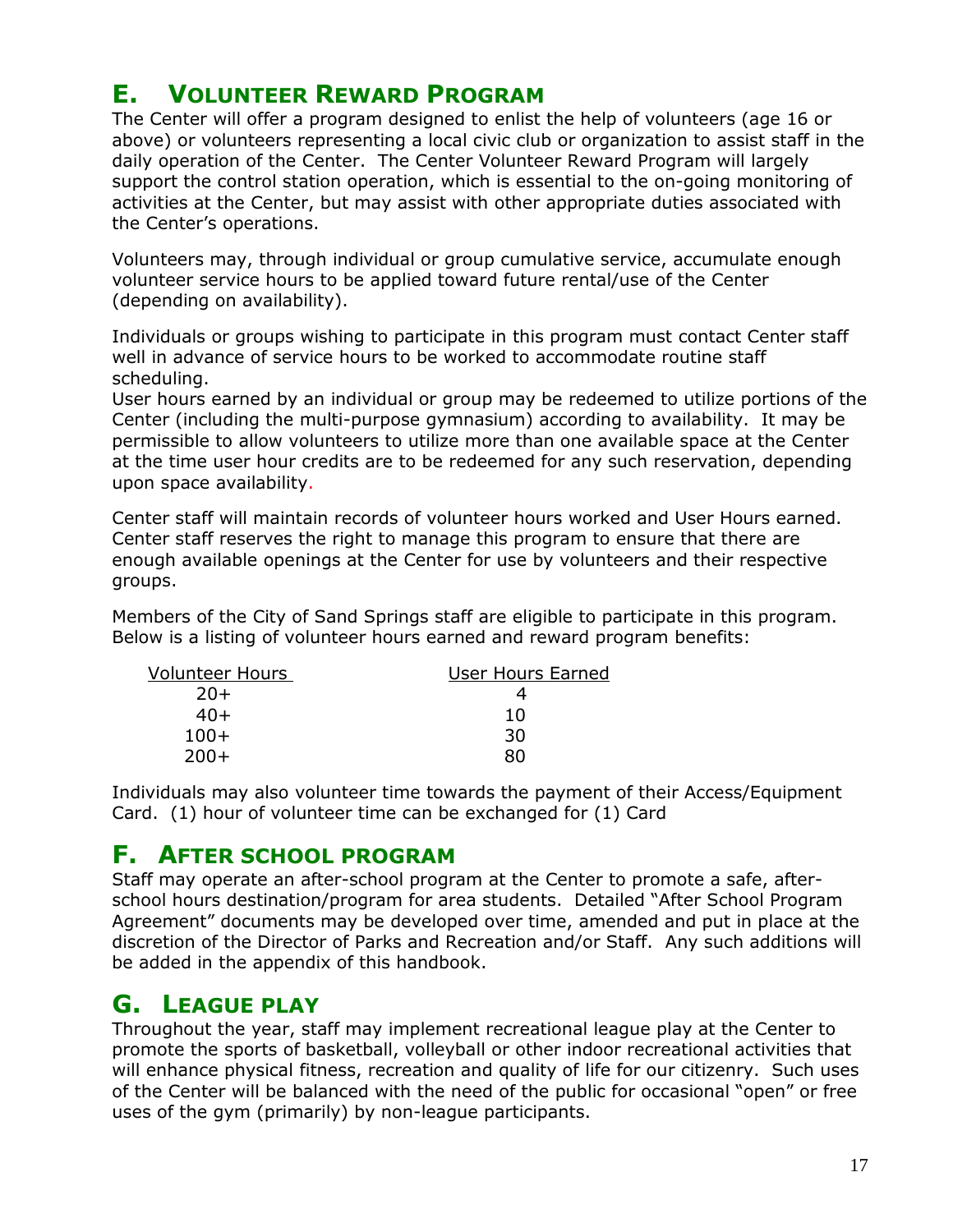## E. Volunteer Reward Program

The Center will offer a program designed to enlist the help of volunteers (age 16 or above) or volunteers representing a local civic club or organization to assist staff in the daily operation of the Center. The Center Volunteer Reward Program will largely support the control station operation, which is essential to the on-going monitoring of activities at the Center, but may assist with other appropriate duties associated with the Center's operations.

Volunteers may, through individual or group cumulative service, accumulate enough volunteer service hours to be applied toward future rental/use of the Center (depending on availability).

Individuals or groups wishing to participate in this program must contact Center staff well in advance of service hours to be worked to accommodate routine staff scheduling.
User hours earned by an individual or group may be redeemed to utilize portions of the Center (including the multi-purpose gymnasium) according to availability. It may be permissible to allow volunteers to utilize more than one available space at the Center at the time user hour credits are to be redeemed for any such reservation, depending upon space availability.

Center staff will maintain records of volunteer hours worked and User Hours earned. Center staff reserves the right to manage this program to ensure that there are enough available openings at the Center for use by volunteers and their respective groups.

Members of the City of Sand Springs staff are eligible to participate in this program. Below is a listing of volunteer hours earned and reward program benefits:

| Volunteer Hours | User Hours Earned |
|---|---|
| 20+ | 4 |
| 40+ | 10 |
| 100+ | 30 |
| 200+ | 80 |

Individuals may also volunteer time towards the payment of their Access/Equipment Card. (1) hour of volunteer time can be exchanged for (1) Card

## F. After school program

Staff may operate an after-school program at the Center to promote a safe, after-school hours destination/program for area students. Detailed "After School Program Agreement" documents may be developed over time, amended and put in place at the discretion of the Director of Parks and Recreation and/or Staff. Any such additions will be added in the appendix of this handbook.

## G. League play

Throughout the year, staff may implement recreational league play at the Center to promote the sports of basketball, volleyball or other indoor recreational activities that will enhance physical fitness, recreation and quality of life for our citizenry. Such uses of the Center will be balanced with the need of the public for occasional "open" or free uses of the gym (primarily) by non-league participants.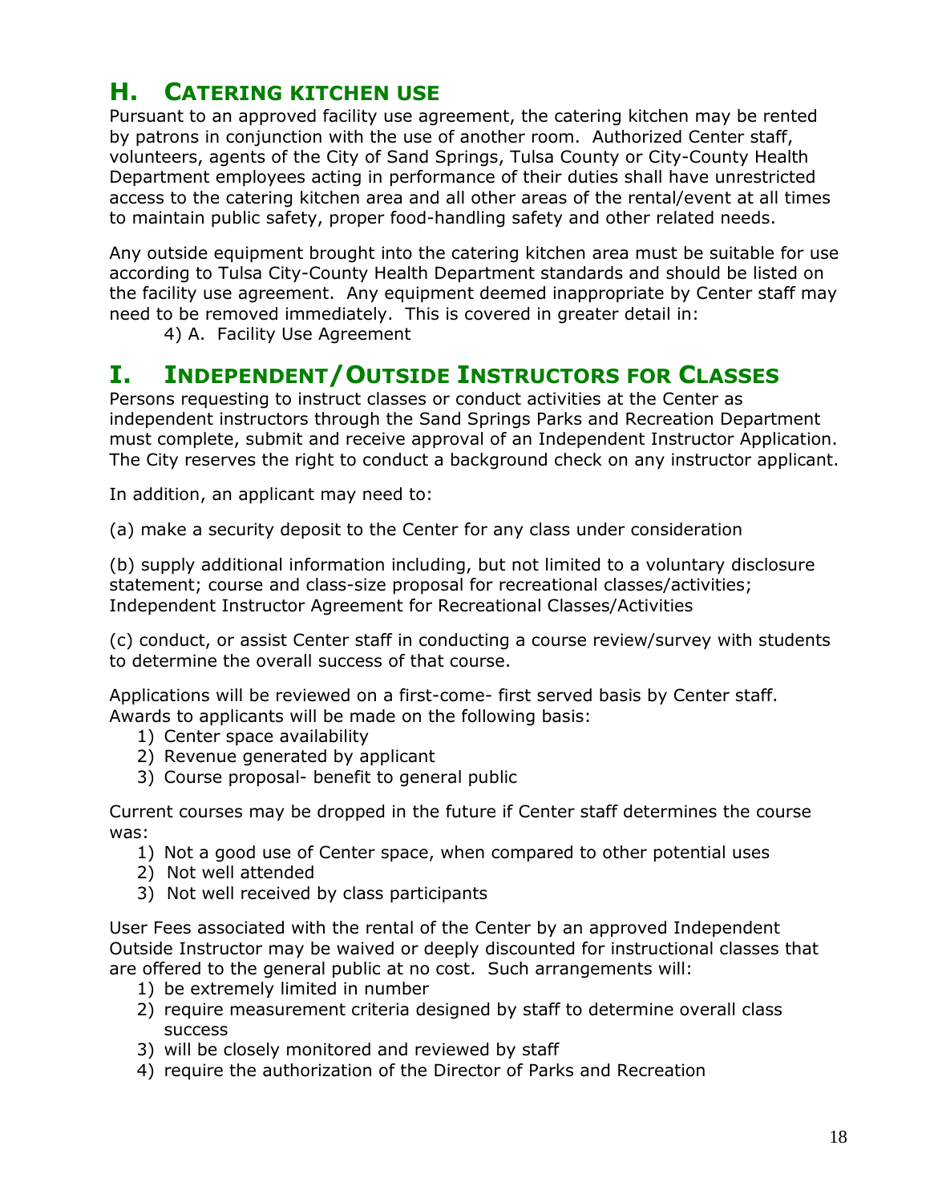## H. CATERING KITCHEN USE

Pursuant to an approved facility use agreement, the catering kitchen may be rented by patrons in conjunction with the use of another room. Authorized Center staff, volunteers, agents of the City of Sand Springs, Tulsa County or City-County Health Department employees acting in performance of their duties shall have unrestricted access to the catering kitchen area and all other areas of the rental/event at all times to maintain public safety, proper food-handling safety and other related needs.

Any outside equipment brought into the catering kitchen area must be suitable for use according to Tulsa City-County Health Department standards and should be listed on the facility use agreement. Any equipment deemed inappropriate by Center staff may need to be removed immediately. This is covered in greater detail in:

4) A. Facility Use Agreement

## I. INDEPENDENT/OUTSIDE INSTRUCTORS FOR CLASSES

Persons requesting to instruct classes or conduct activities at the Center as independent instructors through the Sand Springs Parks and Recreation Department must complete, submit and receive approval of an Independent Instructor Application. The City reserves the right to conduct a background check on any instructor applicant.

In addition, an applicant may need to:

(a) make a security deposit to the Center for any class under consideration

(b) supply additional information including, but not limited to a voluntary disclosure statement; course and class-size proposal for recreational classes/activities; Independent Instructor Agreement for Recreational Classes/Activities

(c) conduct, or assist Center staff in conducting a course review/survey with students to determine the overall success of that course.

Applications will be reviewed on a first-come- first served basis by Center staff. Awards to applicants will be made on the following basis:

1) Center space availability
2) Revenue generated by applicant
3) Course proposal- benefit to general public

Current courses may be dropped in the future if Center staff determines the course was:

1) Not a good use of Center space, when compared to other potential uses
2) Not well attended
3) Not well received by class participants

User Fees associated with the rental of the Center by an approved Independent Outside Instructor may be waived or deeply discounted for instructional classes that are offered to the general public at no cost. Such arrangements will:

1) be extremely limited in number
2) require measurement criteria designed by staff to determine overall class success
3) will be closely monitored and reviewed by staff
4) require the authorization of the Director of Parks and Recreation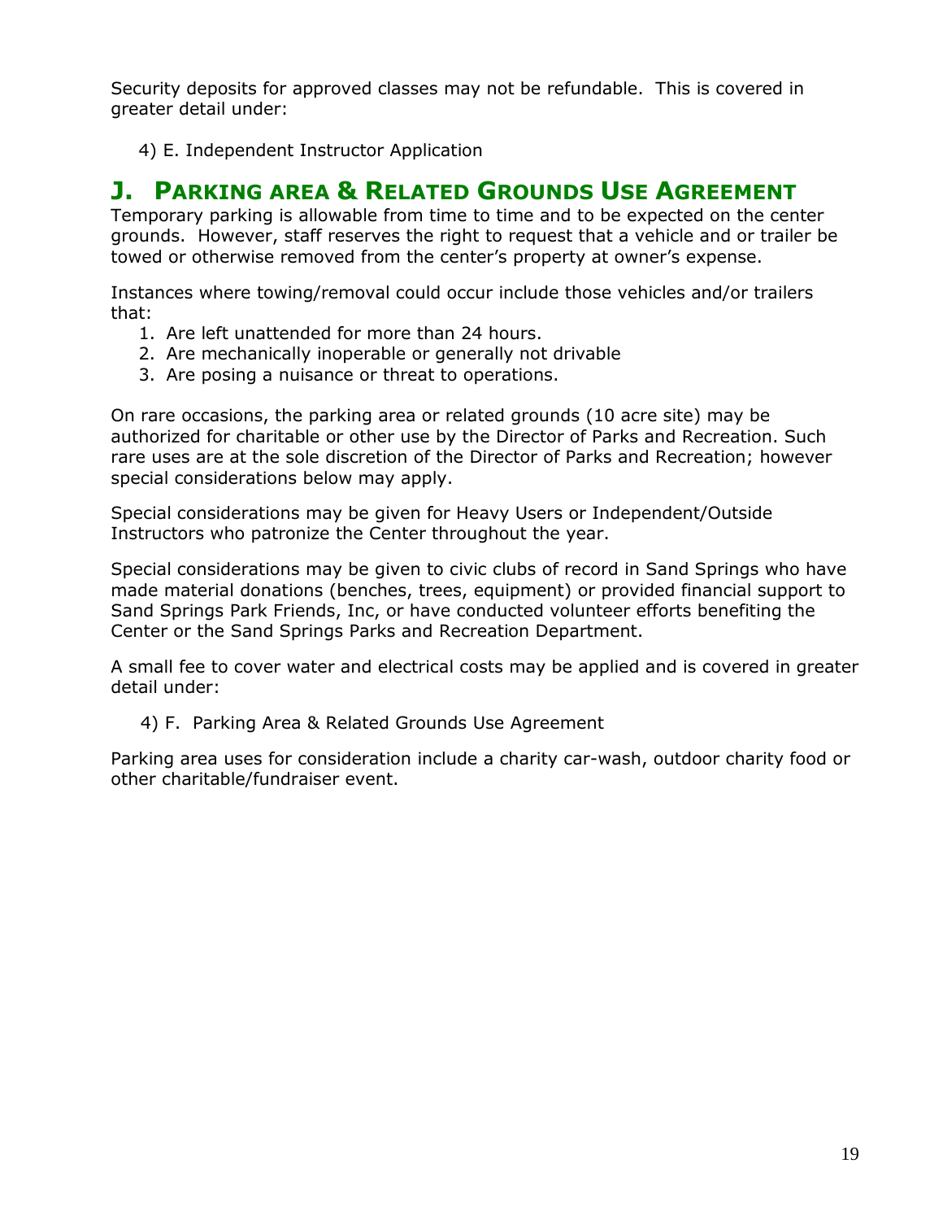Security deposits for approved classes may not be refundable. This is covered in greater detail under:

4) E. Independent Instructor Application

## J. Parking area & Related Grounds Use Agreement

Temporary parking is allowable from time to time and to be expected on the center grounds. However, staff reserves the right to request that a vehicle and or trailer be towed or otherwise removed from the center's property at owner's expense.

Instances where towing/removal could occur include those vehicles and/or trailers that:

1. Are left unattended for more than 24 hours.
2. Are mechanically inoperable or generally not drivable
3. Are posing a nuisance or threat to operations.

On rare occasions, the parking area or related grounds (10 acre site) may be authorized for charitable or other use by the Director of Parks and Recreation. Such rare uses are at the sole discretion of the Director of Parks and Recreation; however special considerations below may apply.

Special considerations may be given for Heavy Users or Independent/Outside Instructors who patronize the Center throughout the year.

Special considerations may be given to civic clubs of record in Sand Springs who have made material donations (benches, trees, equipment) or provided financial support to Sand Springs Park Friends, Inc, or have conducted volunteer efforts benefiting the Center or the Sand Springs Parks and Recreation Department.

A small fee to cover water and electrical costs may be applied and is covered in greater detail under:

4) F. Parking Area & Related Grounds Use Agreement

Parking area uses for consideration include a charity car-wash, outdoor charity food or other charitable/fundraiser event.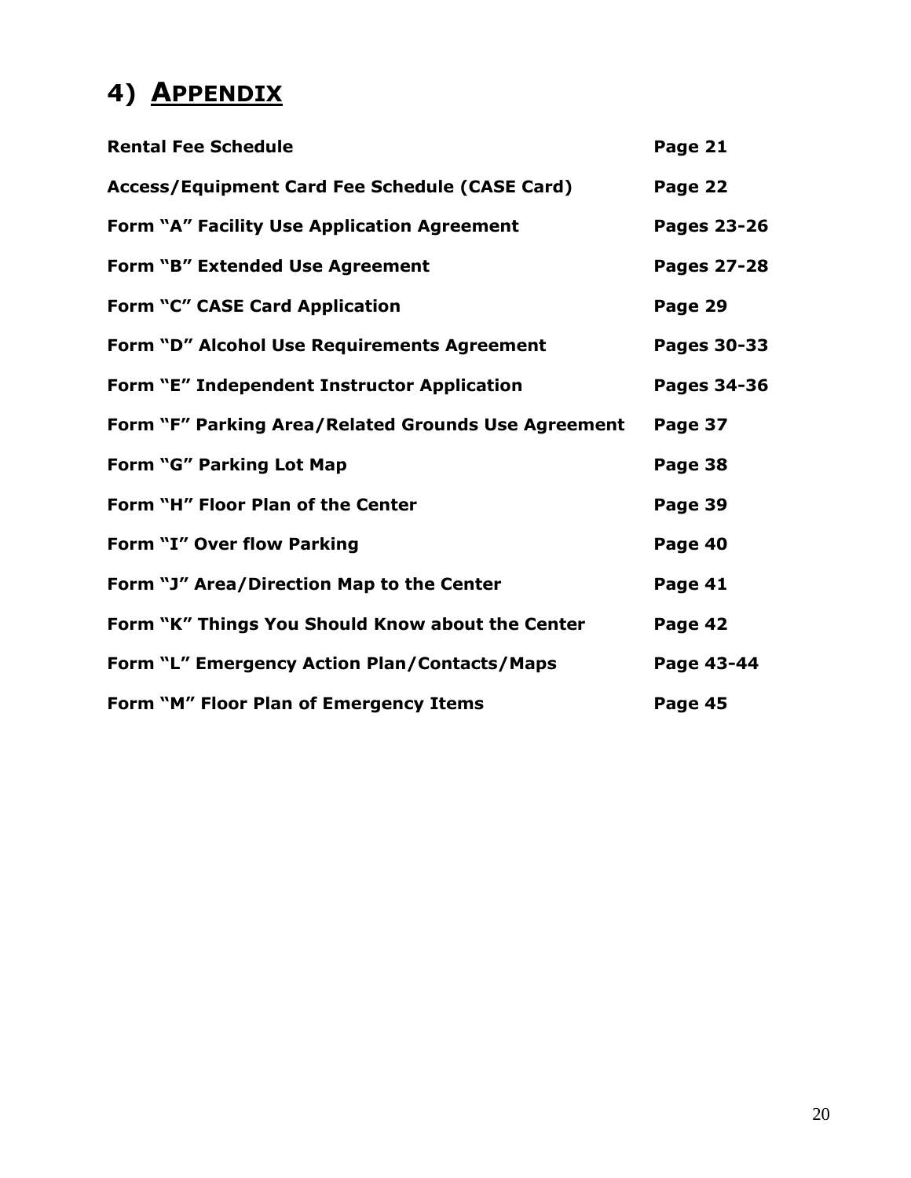# 4) APPENDIX

| | |
|---|---|
| **Rental Fee Schedule** | **Page 21** |
| **Access/Equipment Card Fee Schedule (CASE Card)** | **Page 22** |
| **Form "A" Facility Use Application Agreement** | **Pages 23-26** |
| **Form "B" Extended Use Agreement** | **Pages 27-28** |
| **Form "C" CASE Card Application** | **Page 29** |
| **Form "D" Alcohol Use Requirements Agreement** | **Pages 30-33** |
| **Form "E" Independent Instructor Application** | **Pages 34-36** |
| **Form "F" Parking Area/Related Grounds Use Agreement** | **Page 37** |
| **Form "G" Parking Lot Map** | **Page 38** |
| **Form "H" Floor Plan of the Center** | **Page 39** |
| **Form "I" Over flow Parking** | **Page 40** |
| **Form "J" Area/Direction Map to the Center** | **Page 41** |
| **Form "K" Things You Should Know about the Center** | **Page 42** |
| **Form "L" Emergency Action Plan/Contacts/Maps** | **Page 43-44** |
| **Form "M" Floor Plan of Emergency Items** | **Page 45** |